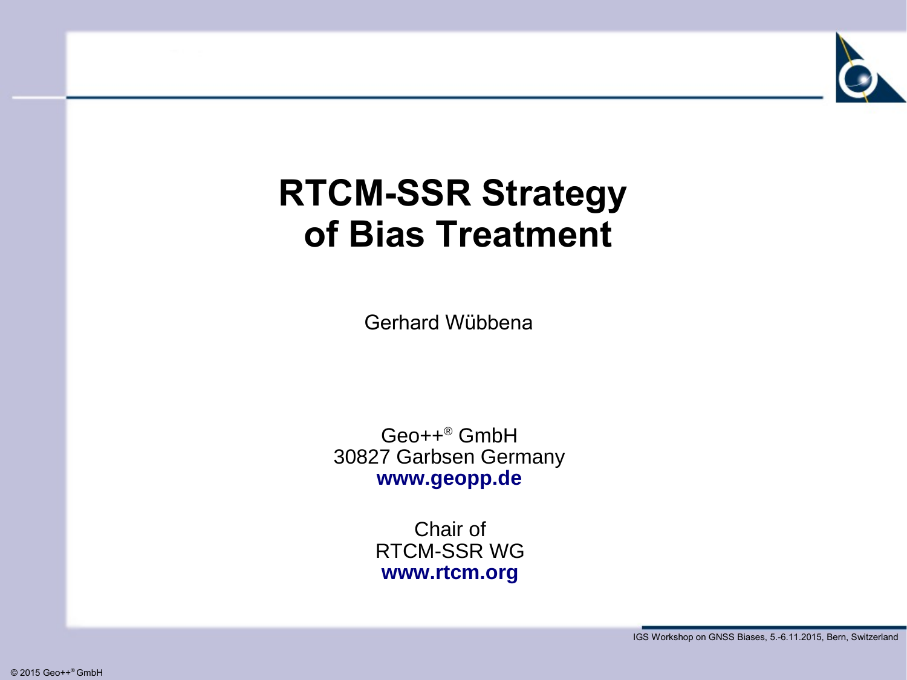# RTCM-SSR Strategy of Bias Treatment

Gerhard Wübbena

Geo++® GmbH
30827 Garbsen Germany
**www.geopp.de**

Chair of
RTCM-SSR WG
**www.rtcm.org**

IGS Workshop on GNSS Biases, 5.-6.11.2015, Bern, Switzerland

© 2015 Geo++® GmbH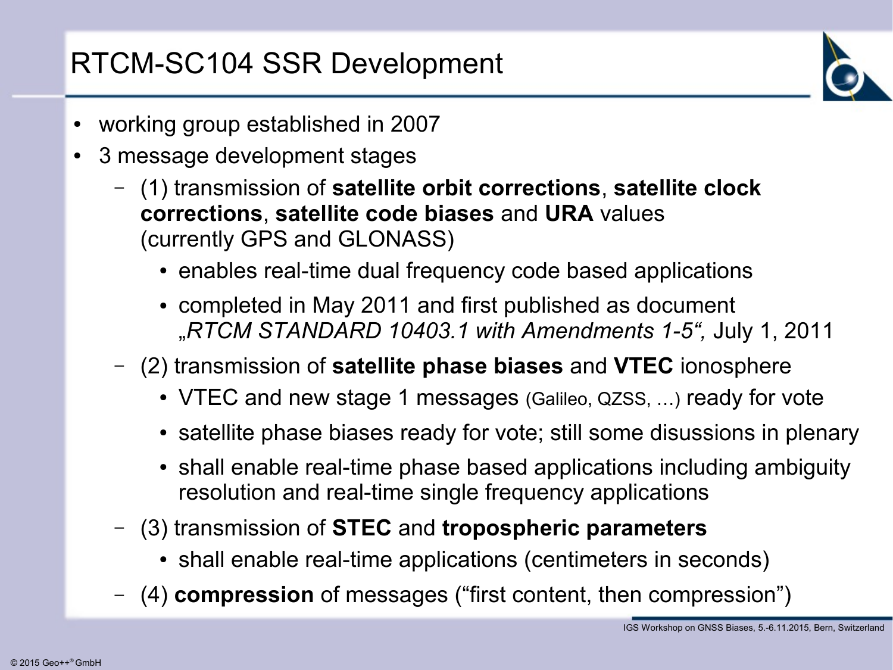# RTCM-SC104 SSR Development

- working group established in 2007
- 3 message development stages
  - (1) transmission of **satellite orbit corrections**, **satellite clock corrections**, **satellite code biases** and **URA** values (currently GPS and GLONASS)
    - enables real-time dual frequency code based applications
    - completed in May 2011 and first published as document *„RTCM STANDARD 10403.1 with Amendments 1-5“,* July 1, 2011
  - (2) transmission of **satellite phase biases** and **VTEC** ionosphere
    - VTEC and new stage 1 messages (Galileo, QZSS, …) ready for vote
    - satellite phase biases ready for vote; still some disussions in plenary
    - shall enable real-time phase based applications including ambiguity resolution and real-time single frequency applications
  - (3) transmission of **STEC** and **tropospheric parameters**
    - shall enable real-time applications (centimeters in seconds)
  - (4) **compression** of messages (“first content, then compression”)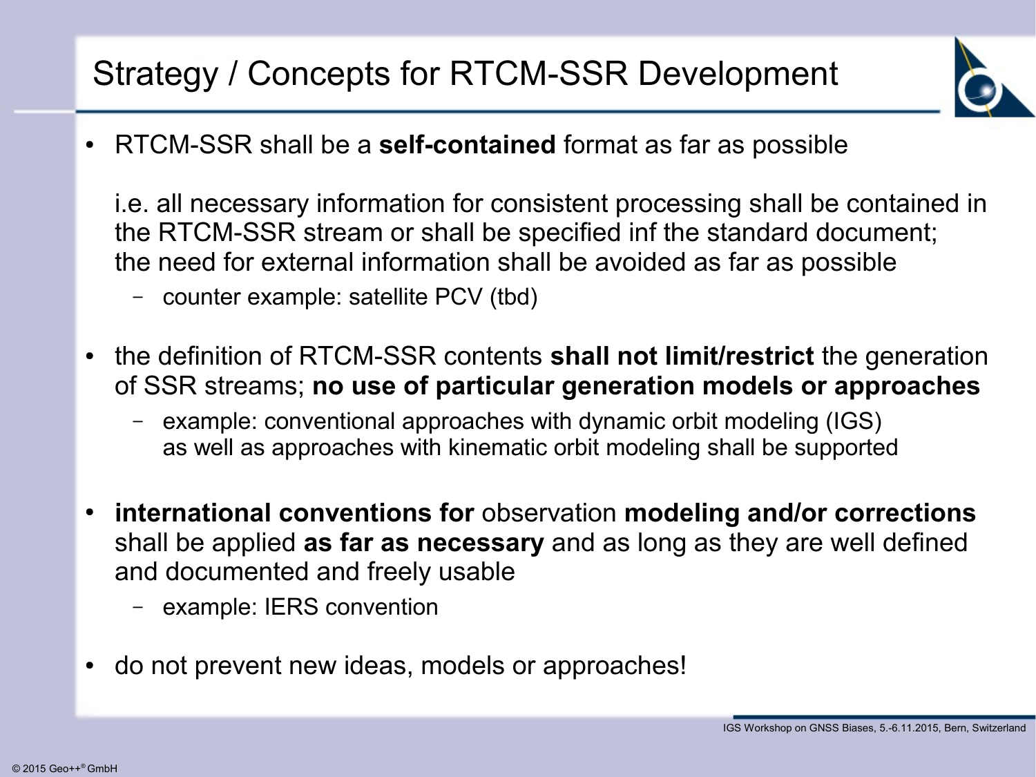# Strategy / Concepts for RTCM-SSR Development

- RTCM-SSR shall be a **self-contained** format as far as possible

  i.e. all necessary information for consistent processing shall be contained in the RTCM-SSR stream or shall be specified inf the standard document; the need for external information shall be avoided as far as possible

  - counter example: satellite PCV (tbd)

- the definition of RTCM-SSR contents **shall not limit/restrict** the generation of SSR streams; **no use of particular generation models or approaches**

  - example: conventional approaches with dynamic orbit modeling (IGS) as well as approaches with kinematic orbit modeling shall be supported

- **international conventions for** observation **modeling and/or corrections** shall be applied **as far as necessary** and as long as they are well defined and documented and freely usable

  - example: IERS convention

- do not prevent new ideas, models or approaches!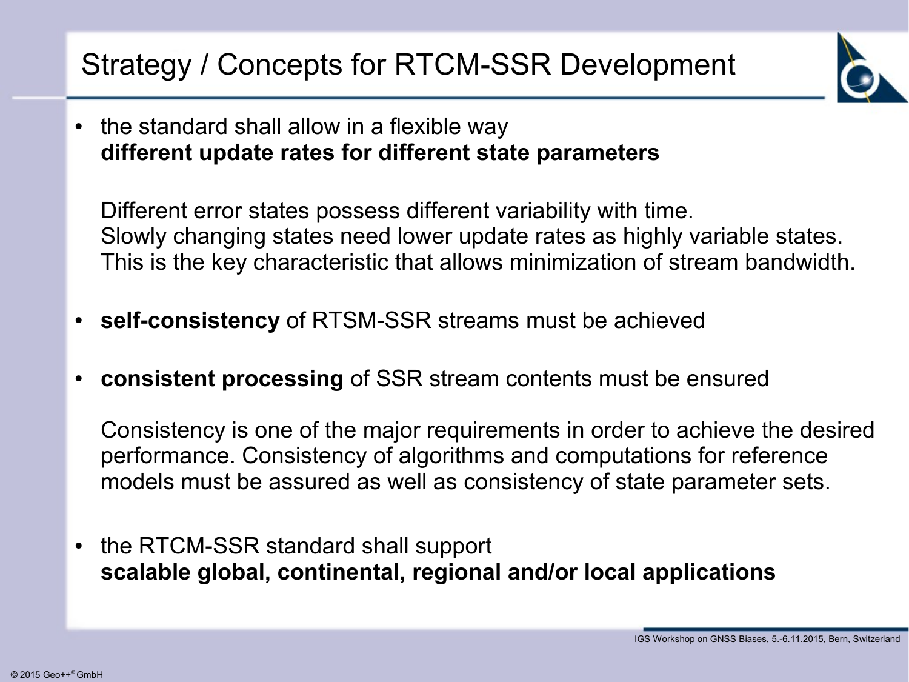# Strategy / Concepts for RTCM-SSR Development

- the standard shall allow in a flexible way
  **different update rates for different state parameters**

  Different error states possess different variability with time.
  Slowly changing states need lower update rates as highly variable states.
  This is the key characteristic that allows minimization of stream bandwidth.

- **self-consistency** of RTSM-SSR streams must be achieved

- **consistent processing** of SSR stream contents must be ensured

  Consistency is one of the major requirements in order to achieve the desired performance. Consistency of algorithms and computations for reference models must be assured as well as consistency of state parameter sets.

- the RTCM-SSR standard shall support
  **scalable global, continental, regional and/or local applications**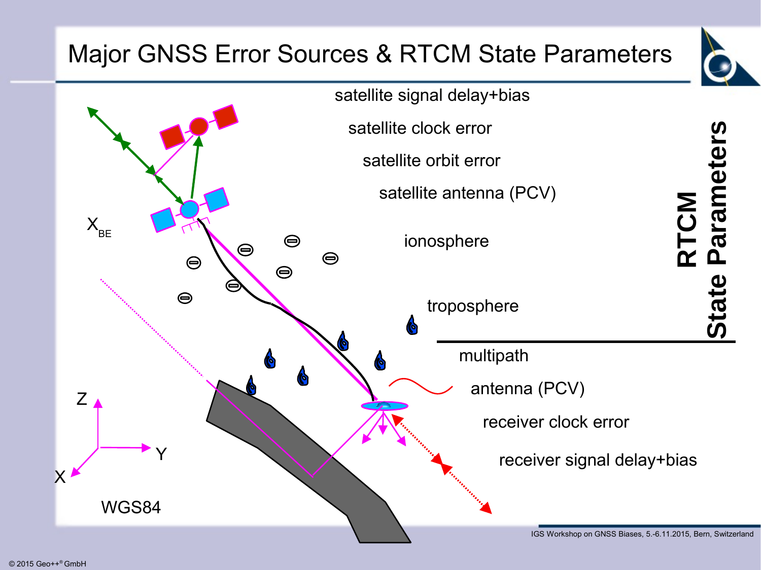# Major GNSS Error Sources & RTCM State Parameters

**RTCM State Parameters**

- satellite signal delay+bias
- satellite clock error
- satellite orbit error
- satellite antenna (PCV)
- ionosphere
- troposphere

---

- multipath
- antenna (PCV)
- receiver clock error
- receiver signal delay+bias

$X_{BE}$

Z, Y, X

WGS84

© 2015 Geo++® GmbH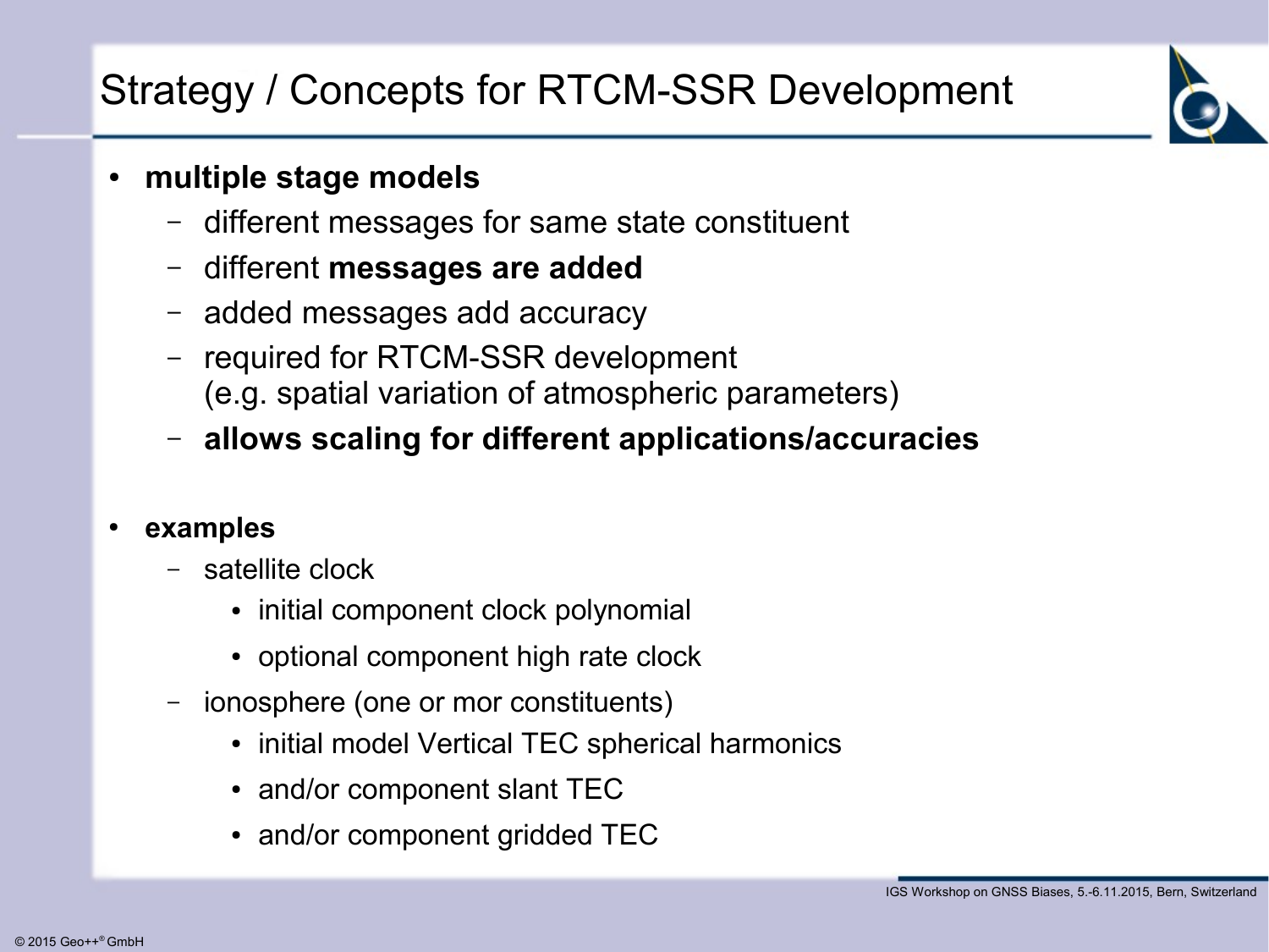# Strategy / Concepts for RTCM-SSR Development

- **multiple stage models**
  - different messages for same state constituent
  - different **messages are added**
  - added messages add accuracy
  - required for RTCM-SSR development
    (e.g. spatial variation of atmospheric parameters)
  - **allows scaling for different applications/accuracies**

- **examples**
  - satellite clock
    - initial component clock polynomial
    - optional component high rate clock
  - ionosphere (one or mor constituents)
    - initial model Vertical TEC spherical harmonics
    - and/or component slant TEC
    - and/or component gridded TEC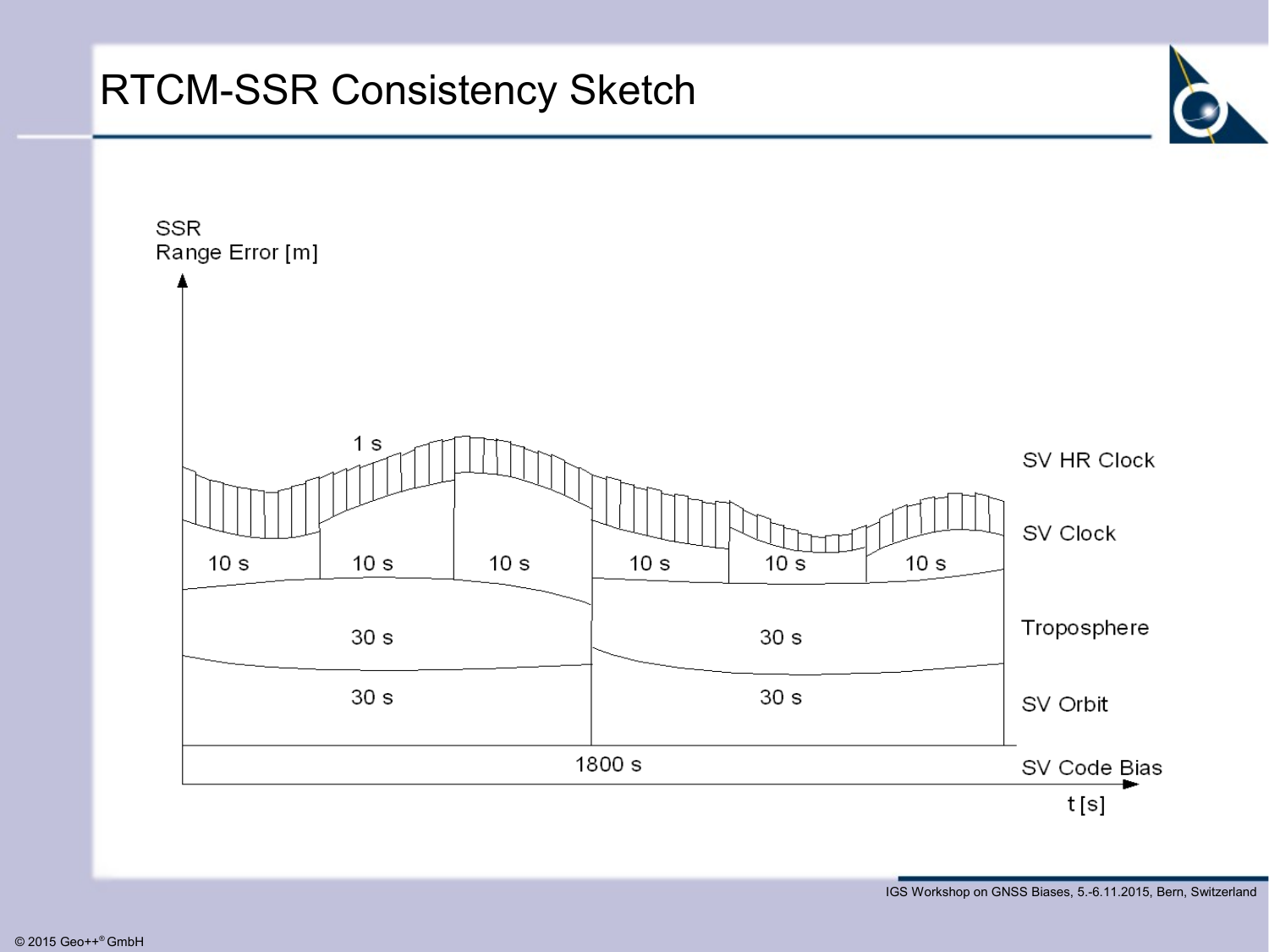# RTCM-SSR Consistency Sketch

SSR
Range Error [m]

1 s

SV HR Clock

10 s | 10 s | 10 s | 10 s | 10 s | 10 s

SV Clock

30 s | 30 s

Troposphere

30 s | 30 s

SV Orbit

1800 s

SV Code Bias

t [s]

© 2015 Geo++® GmbH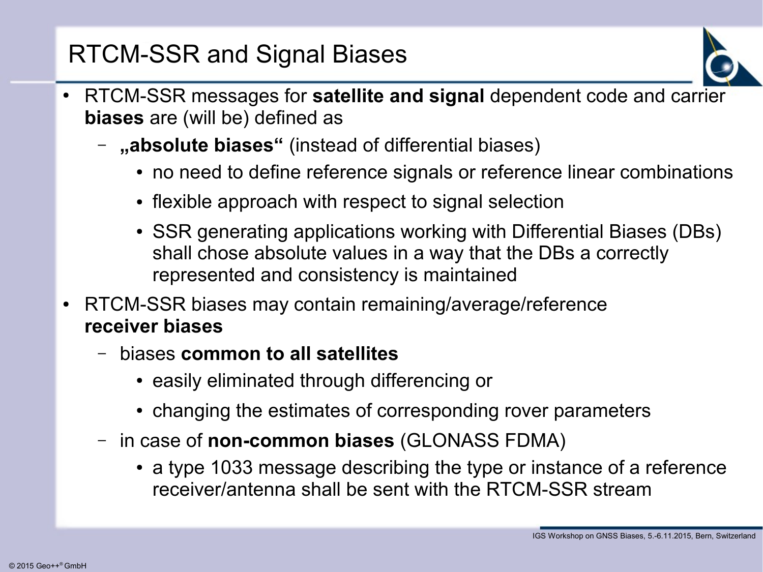# RTCM-SSR and Signal Biases

- RTCM-SSR messages for **satellite and signal** dependent code and carrier **biases** are (will be) defined as
  - **„absolute biases“** (instead of differential biases)
    - no need to define reference signals or reference linear combinations
    - flexible approach with respect to signal selection
    - SSR generating applications working with Differential Biases (DBs) shall chose absolute values in a way that the DBs a correctly represented and consistency is maintained
- RTCM-SSR biases may contain remaining/average/reference **receiver biases**
  - biases **common to all satellites**
    - easily eliminated through differencing or
    - changing the estimates of corresponding rover parameters
  - in case of **non-common biases** (GLONASS FDMA)
    - a type 1033 message describing the type or instance of a reference receiver/antenna shall be sent with the RTCM-SSR stream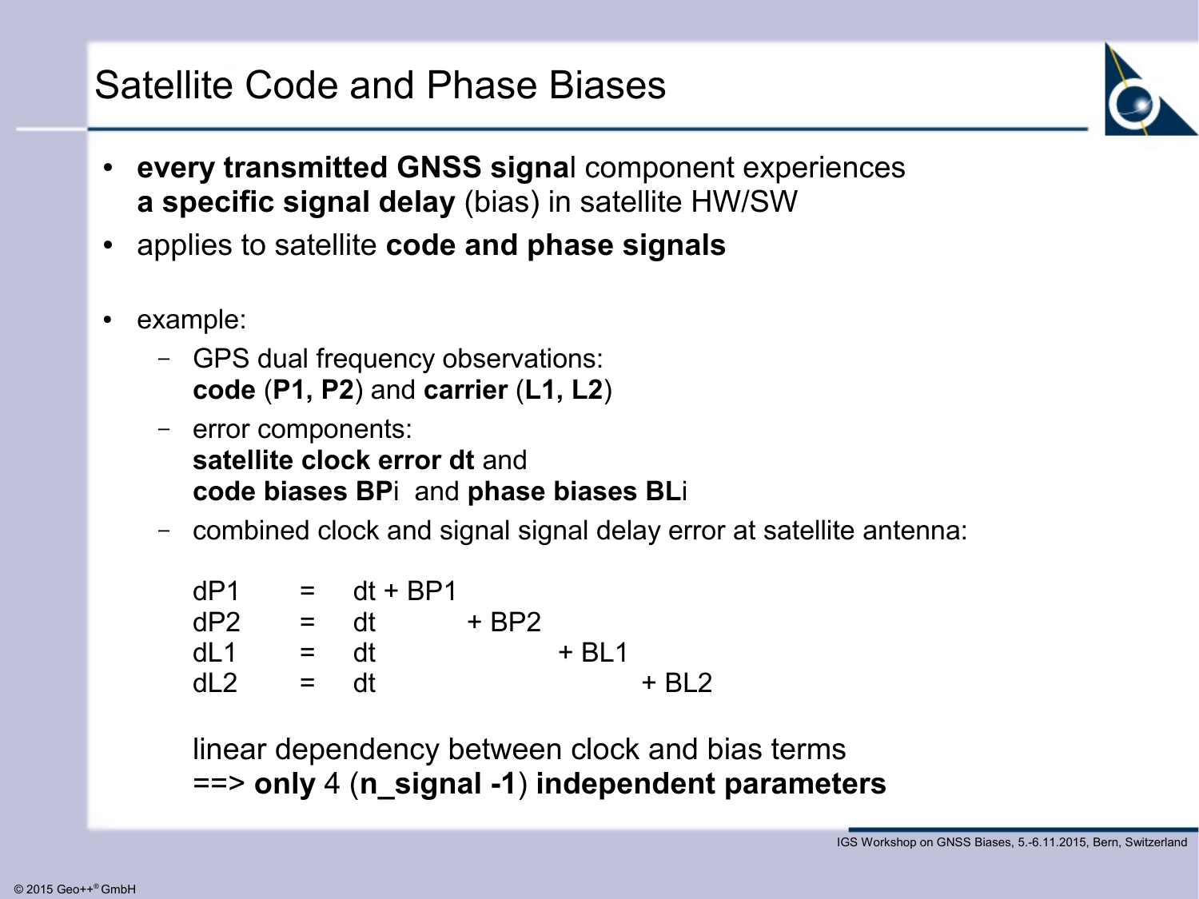# Satellite Code and Phase Biases

- **every transmitted GNSS signal** component experiences **a specific signal delay** (bias) in satellite HW/SW
- applies to satellite **code and phase signals**

- example:
  - GPS dual frequency observations: **code** (**P1, P2**) and **carrier** (**L1, L2**)
  - error components: **satellite clock error dt** and **code biases BP**i and **phase biases BL**i
  - combined clock and signal signal delay error at satellite antenna:

$$
\begin{aligned}
dP1 &= dt + BP1 \\
dP2 &= dt + BP2 \\
dL1 &= dt + BL1 \\
dL2 &= dt + BL2
\end{aligned}
$$

    linear dependency between clock and bias terms
    ==> **only** 4 (**n_signal -1**) **independent parameters**

IGS Workshop on GNSS Biases, 5.-6.11.2015, Bern, Switzerland

© 2015 Geo++® GmbH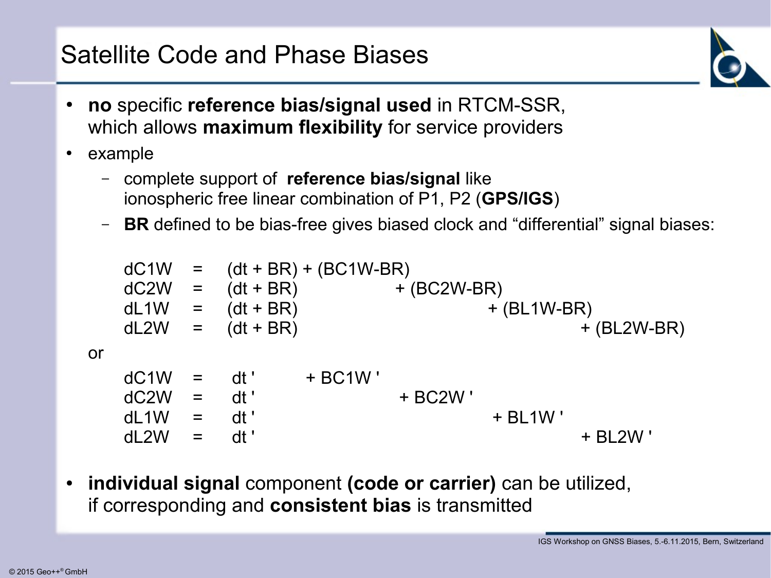# Satellite Code and Phase Biases

- **no** specific **reference bias/signal used** in RTCM-SSR, which allows **maximum flexibility** for service providers
- example
  - complete support of **reference bias/signal** like ionospheric free linear combination of P1, P2 (**GPS/IGS**)
  - **BR** defined to be bias-free gives biased clock and “differential” signal biases:

$$
\begin{aligned}
dC1W &= (dt + BR) + (BC1W - BR) \\
dC2W &= (dt + BR) + (BC2W - BR) \\
dL1W &= (dt + BR) + (BL1W - BR) \\
dL2W &= (dt + BR) + (BL2W - BR)
\end{aligned}
$$

or

$$
\begin{aligned}
dC1W &= dt' + BC1W' \\
dC2W &= dt' + BC2W' \\
dL1W &= dt' + BL1W' \\
dL2W &= dt' + BL2W'
\end{aligned}
$$

- **individual signal** component **(code or carrier)** can be utilized, if corresponding and **consistent bias** is transmitted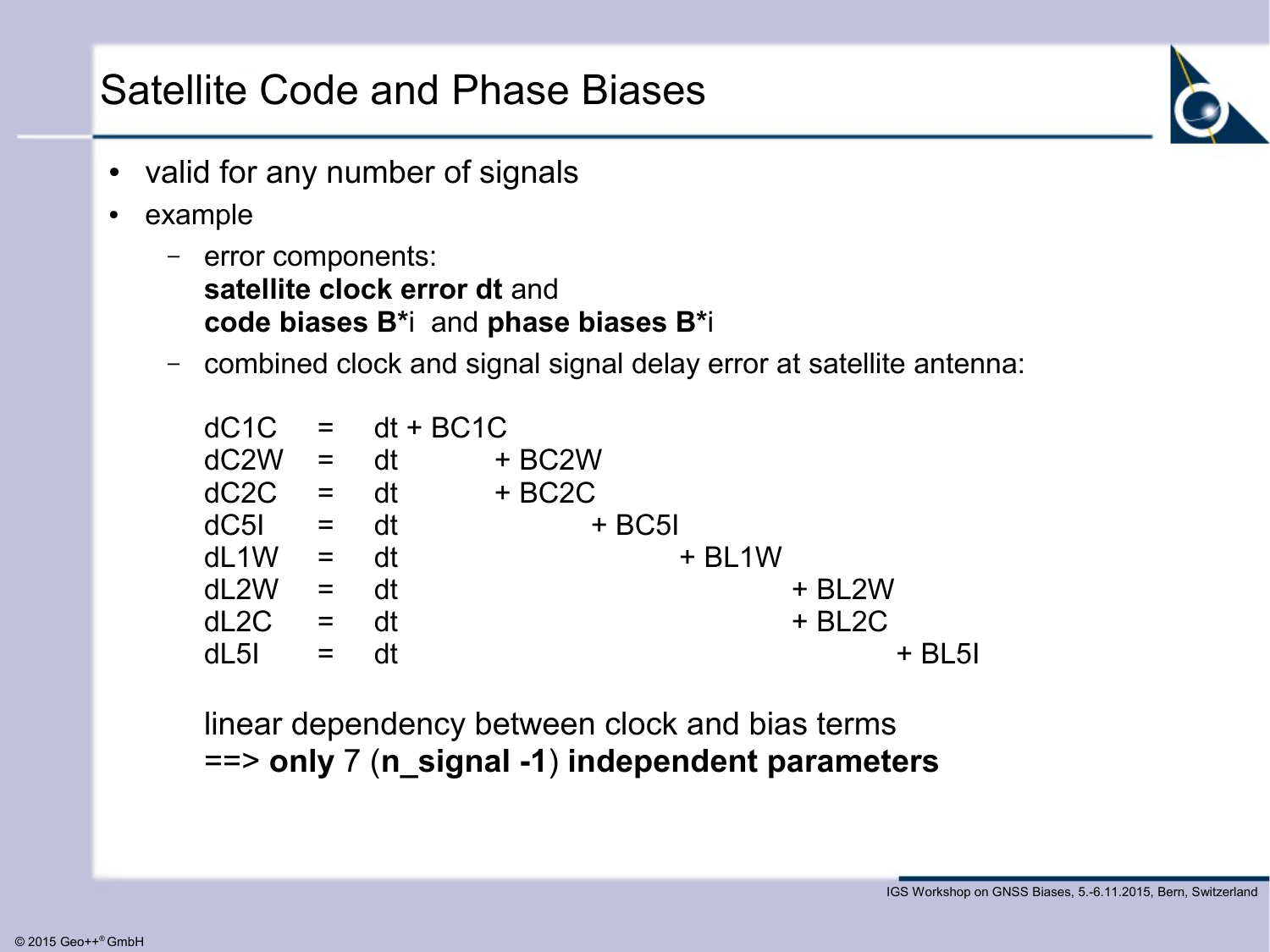# Satellite Code and Phase Biases

- valid for any number of signals
- example
  - error components:
    **satellite clock error dt** and
    **code biases B\*i** and **phase biases B\*i**
  - combined clock and signal signal delay error at satellite antenna:

$$
\begin{aligned}
dC1C &= dt + BC1C \\
dC2W &= dt + BC2W \\
dC2C &= dt + BC2C \\
dC5I &= dt + BC5I \\
dL1W &= dt + BL1W \\
dL2W &= dt + BL2W \\
dL2C &= dt + BL2C \\
dL5I &= dt + BL5I
\end{aligned}
$$

linear dependency between clock and bias terms
==> **only** 7 (**n_signal -1**) **independent parameters**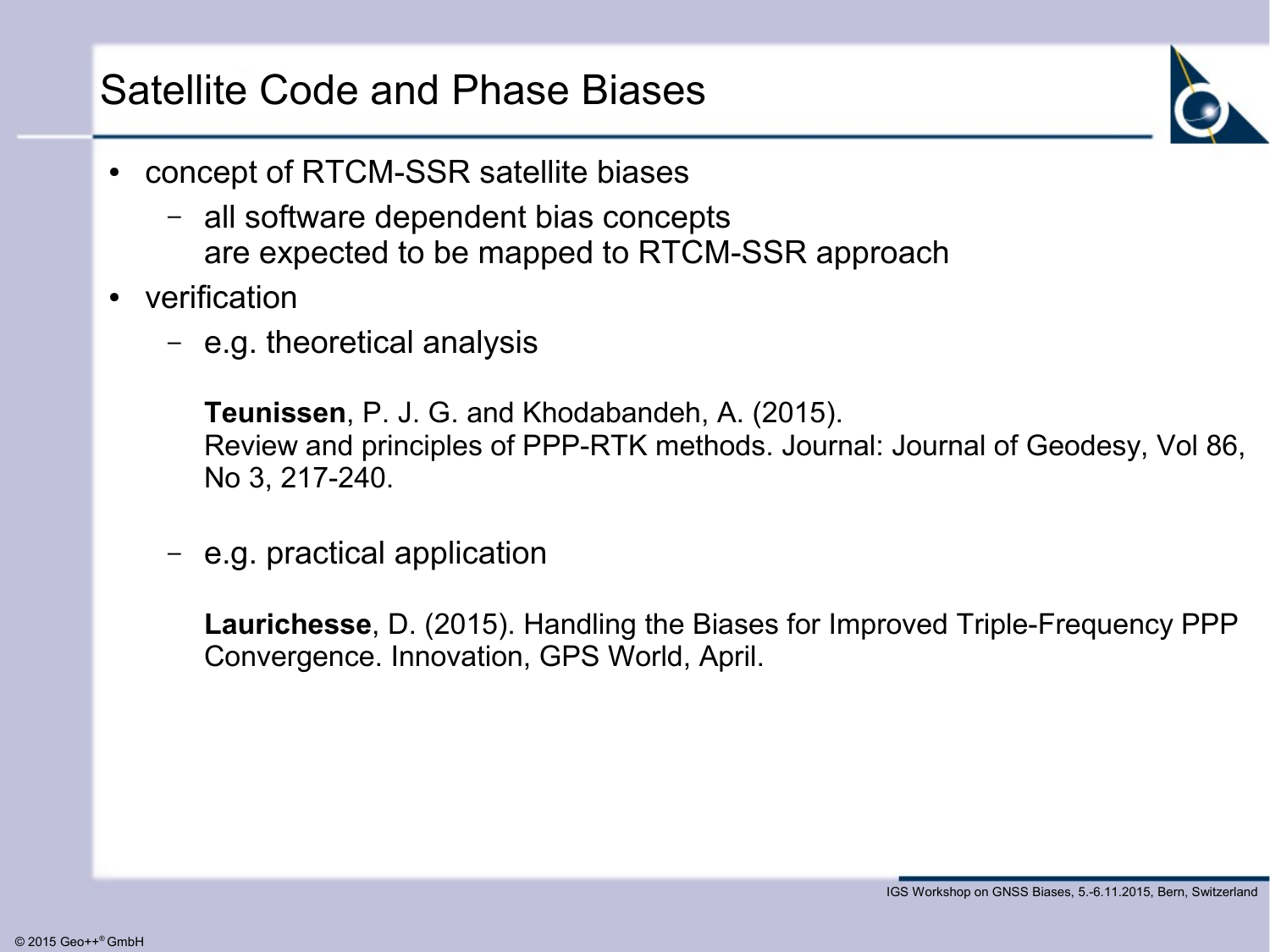# Satellite Code and Phase Biases

- concept of RTCM-SSR satellite biases
  - all software dependent bias concepts
    are expected to be mapped to RTCM-SSR approach
- verification
  - e.g. theoretical analysis

    **Teunissen**, P. J. G. and Khodabandeh, A. (2015).
    Review and principles of PPP-RTK methods. Journal: Journal of Geodesy, Vol 86, No 3, 217-240.

  - e.g. practical application

    **Laurichesse**, D. (2015). Handling the Biases for Improved Triple-Frequency PPP Convergence. Innovation, GPS World, April.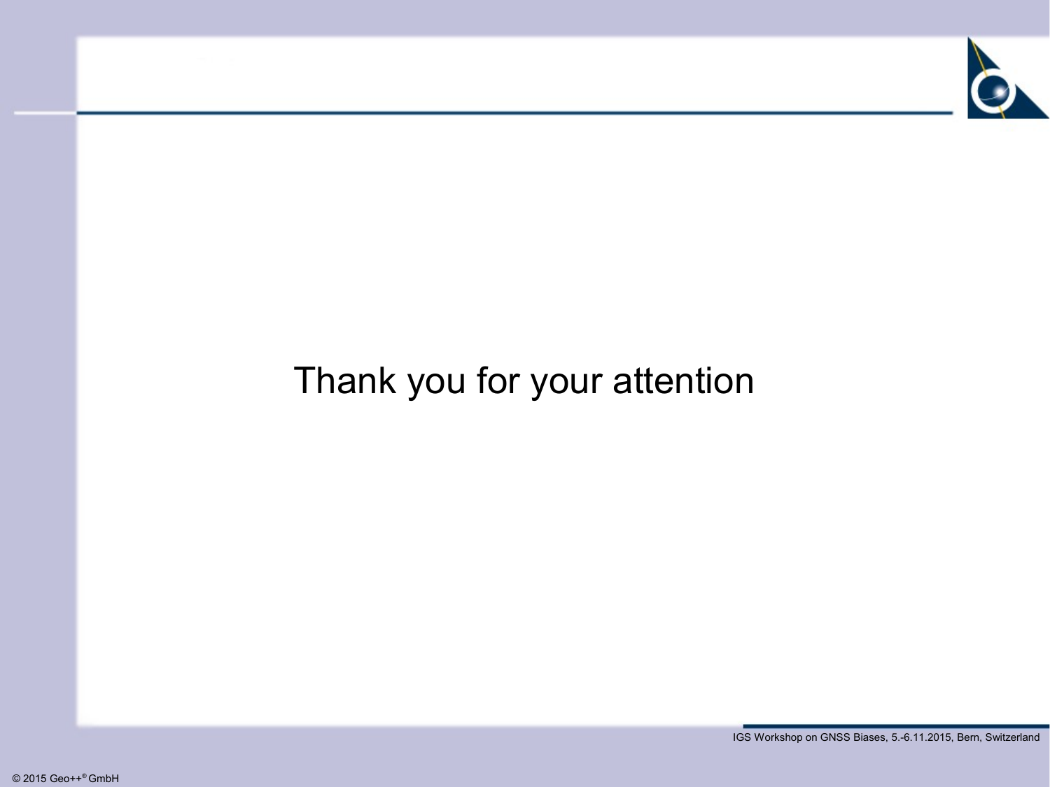Thank you for your attention